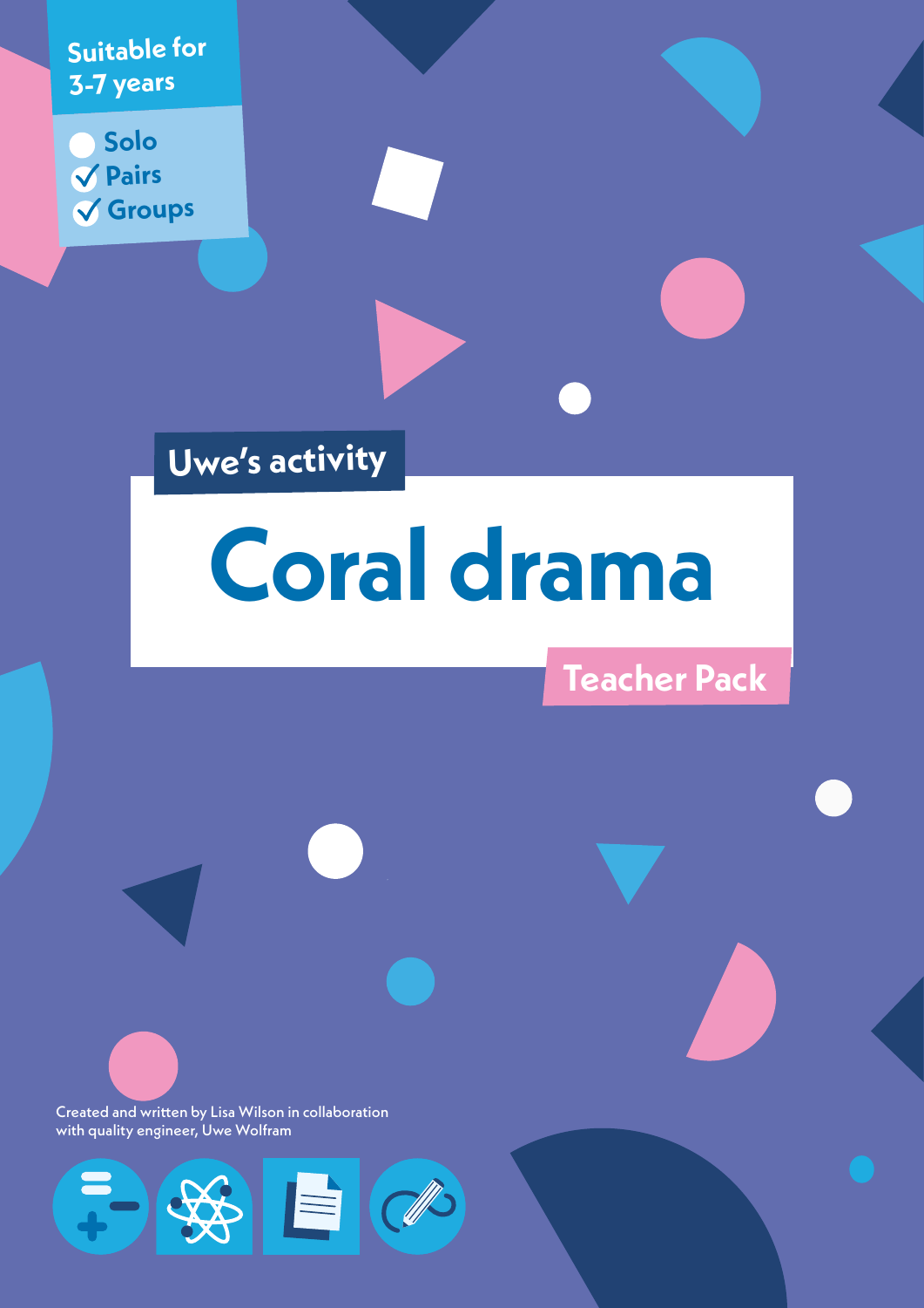Suitable for 3-7 years

- Solo
- ✓ Pairs
- ✓ Groups

Uwe's activity

# Coral drama

## Teacher Pack

Created and written by Lisa Wilson in collaboration with quality engineer, Uwe Wolfram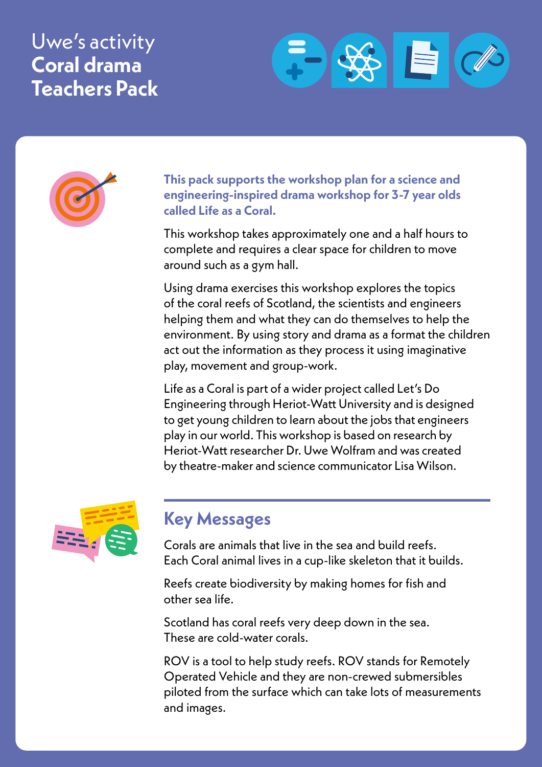Uwe's activity

# Coral drama Teachers Pack

**This pack supports the workshop plan for a science and engineering-inspired drama workshop for 3-7 year olds called Life as a Coral.**

This workshop takes approximately one and a half hours to complete and requires a clear space for children to move around such as a gym hall.

Using drama exercises this workshop explores the topics of the coral reefs of Scotland, the scientists and engineers helping them and what they can do themselves to help the environment. By using story and drama as a format the children act out the information as they process it using imaginative play, movement and group-work.

Life as a Coral is part of a wider project called Let's Do Engineering through Heriot-Watt University and is designed to get young children to learn about the jobs that engineers play in our world. This workshop is based on research by Heriot-Watt researcher Dr. Uwe Wolfram and was created by theatre-maker and science communicator Lisa Wilson.

## Key Messages

Corals are animals that live in the sea and build reefs. Each Coral animal lives in a cup-like skeleton that it builds.

Reefs create biodiversity by making homes for fish and other sea life.

Scotland has coral reefs very deep down in the sea. These are cold-water corals.

ROV is a tool to help study reefs. ROV stands for Remotely Operated Vehicle and they are non-crewed submersibles piloted from the surface which can take lots of measurements and images.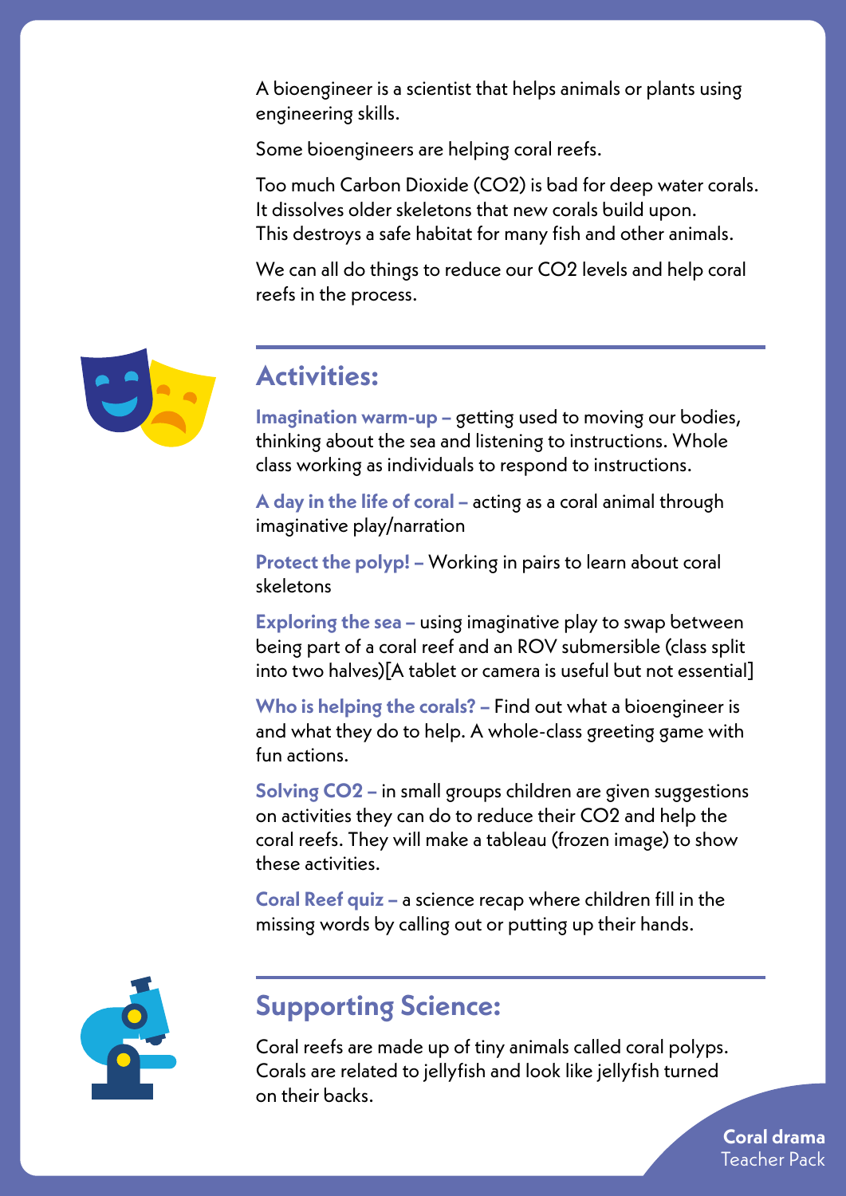A bioengineer is a scientist that helps animals or plants using engineering skills.

Some bioengineers are helping coral reefs.

Too much Carbon Dioxide ($CO_2$) is bad for deep water corals. It dissolves older skeletons that new corals build upon. This destroys a safe habitat for many fish and other animals.

We can all do things to reduce our $CO_2$ levels and help coral reefs in the process.

## Activities:

**Imagination warm-up –** getting used to moving our bodies, thinking about the sea and listening to instructions. Whole class working as individuals to respond to instructions.

**A day in the life of coral –** acting as a coral animal through imaginative play/narration

**Protect the polyp! –** Working in pairs to learn about coral skeletons

**Exploring the sea –** using imaginative play to swap between being part of a coral reef and an ROV submersible (class split into two halves)[A tablet or camera is useful but not essential]

**Who is helping the corals? –** Find out what a bioengineer is and what they do to help. A whole-class greeting game with fun actions.

**Solving $CO_2$ –** in small groups children are given suggestions on activities they can do to reduce their $CO_2$ and help the coral reefs. They will make a tableau (frozen image) to show these activities.

**Coral Reef quiz –** a science recap where children fill in the missing words by calling out or putting up their hands.

## Supporting Science:

Coral reefs are made up of tiny animals called coral polyps. Corals are related to jellyfish and look like jellyfish turned on their backs.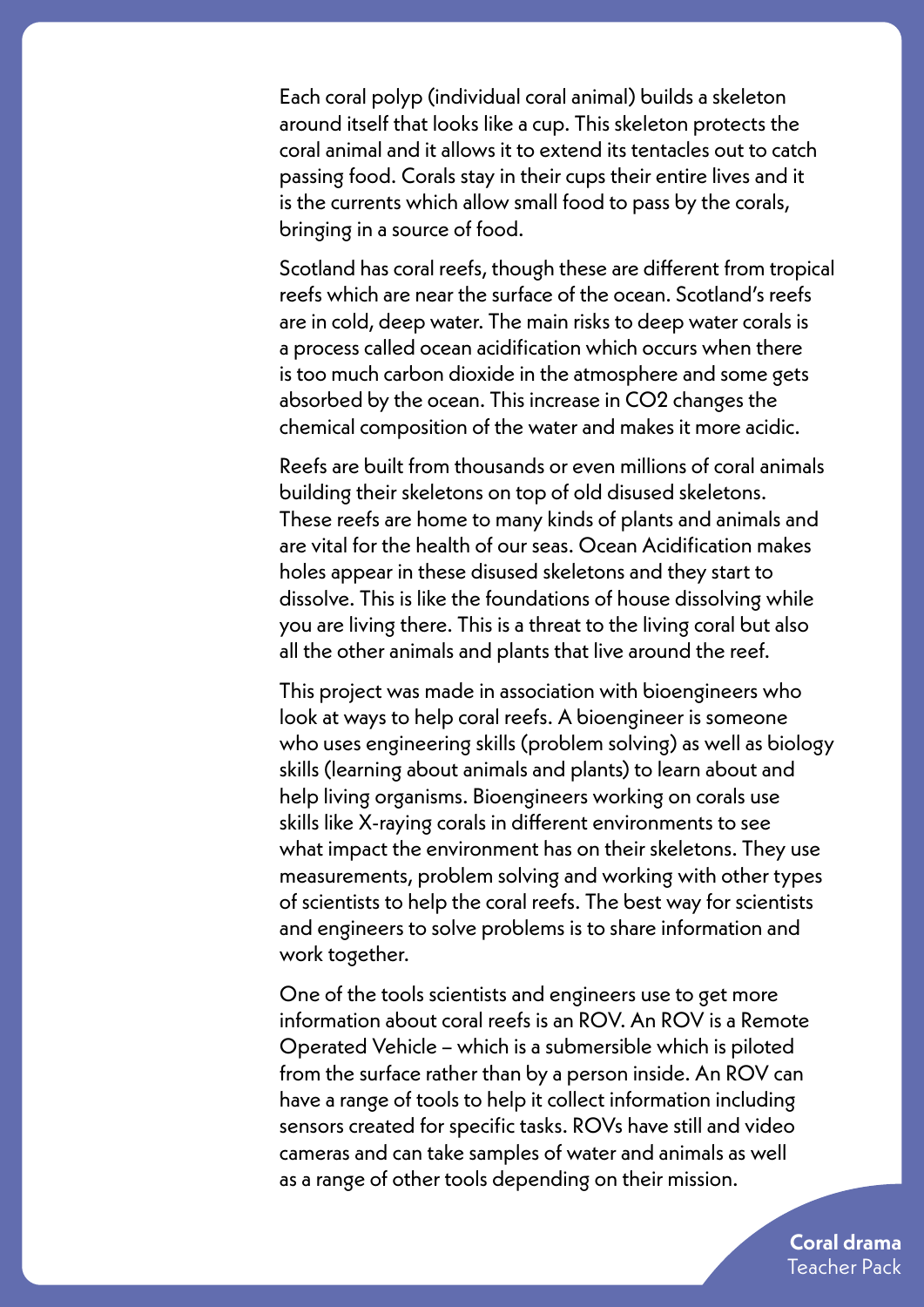Each coral polyp (individual coral animal) builds a skeleton around itself that looks like a cup. This skeleton protects the coral animal and it allows it to extend its tentacles out to catch passing food. Corals stay in their cups their entire lives and it is the currents which allow small food to pass by the corals, bringing in a source of food.

Scotland has coral reefs, though these are different from tropical reefs which are near the surface of the ocean. Scotland's reefs are in cold, deep water. The main risks to deep water corals is a process called ocean acidification which occurs when there is too much carbon dioxide in the atmosphere and some gets absorbed by the ocean. This increase in $CO_2$ changes the chemical composition of the water and makes it more acidic.

Reefs are built from thousands or even millions of coral animals building their skeletons on top of old disused skeletons. These reefs are home to many kinds of plants and animals and are vital for the health of our seas. Ocean Acidification makes holes appear in these disused skeletons and they start to dissolve. This is like the foundations of house dissolving while you are living there. This is a threat to the living coral but also all the other animals and plants that live around the reef.

This project was made in association with bioengineers who look at ways to help coral reefs. A bioengineer is someone who uses engineering skills (problem solving) as well as biology skills (learning about animals and plants) to learn about and help living organisms. Bioengineers working on corals use skills like X-raying corals in different environments to see what impact the environment has on their skeletons. They use measurements, problem solving and working with other types of scientists to help the coral reefs. The best way for scientists and engineers to solve problems is to share information and work together.

One of the tools scientists and engineers use to get more information about coral reefs is an ROV. An ROV is a Remote Operated Vehicle – which is a submersible which is piloted from the surface rather than by a person inside. An ROV can have a range of tools to help it collect information including sensors created for specific tasks. ROVs have still and video cameras and can take samples of water and animals as well as a range of other tools depending on their mission.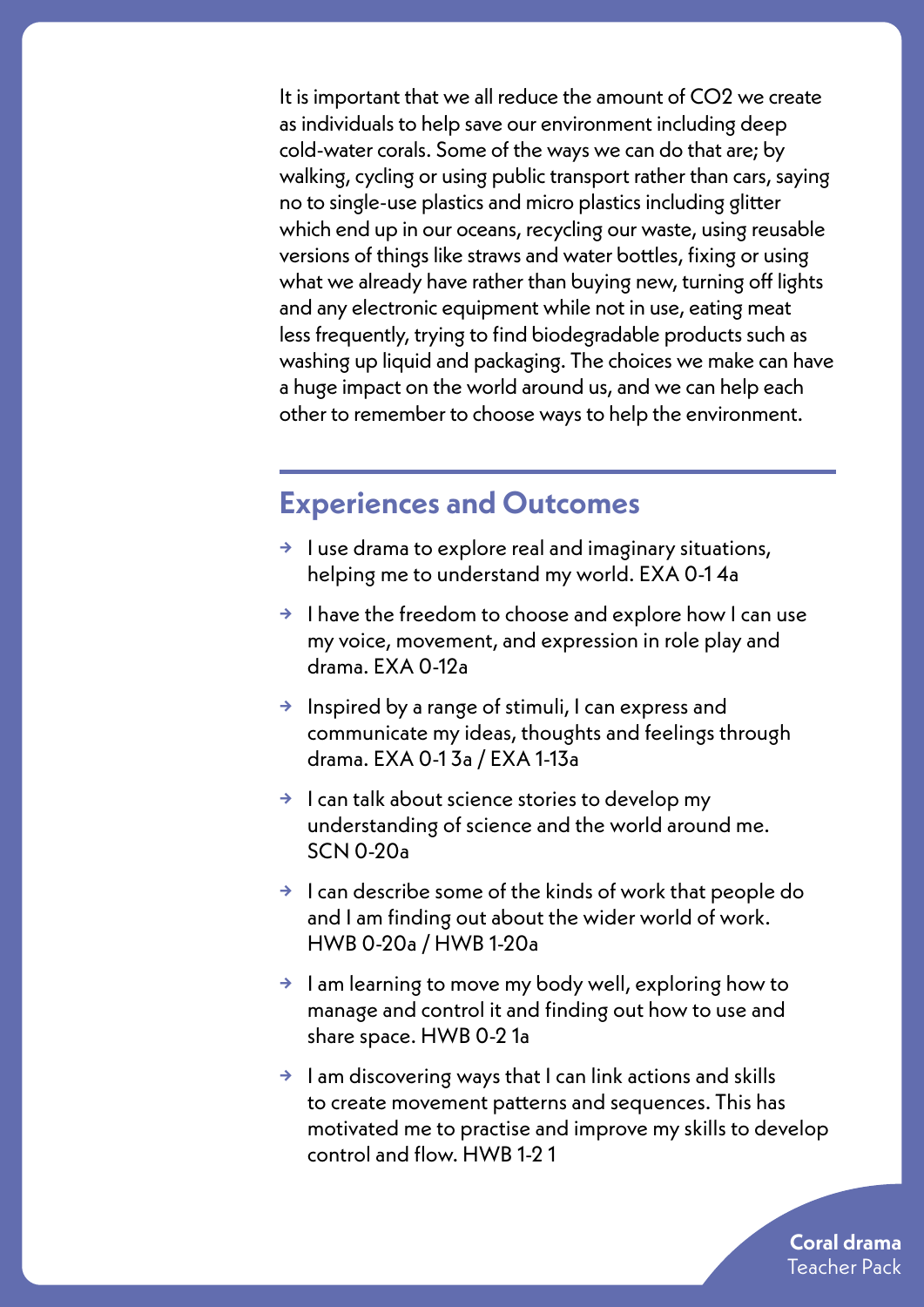It is important that we all reduce the amount of $CO_2$ we create as individuals to help save our environment including deep cold-water corals. Some of the ways we can do that are; by walking, cycling or using public transport rather than cars, saying no to single-use plastics and micro plastics including glitter which end up in our oceans, recycling our waste, using reusable versions of things like straws and water bottles, fixing or using what we already have rather than buying new, turning off lights and any electronic equipment while not in use, eating meat less frequently, trying to find biodegradable products such as washing up liquid and packaging. The choices we make can have a huge impact on the world around us, and we can help each other to remember to choose ways to help the environment.

## Experiences and Outcomes

- I use drama to explore real and imaginary situations, helping me to understand my world. EXA 0-1 4a
- I have the freedom to choose and explore how I can use my voice, movement, and expression in role play and drama. EXA 0-12a
- Inspired by a range of stimuli, I can express and communicate my ideas, thoughts and feelings through drama. EXA 0-1 3a / EXA 1-13a
- I can talk about science stories to develop my understanding of science and the world around me. SCN 0-20a
- I can describe some of the kinds of work that people do and I am finding out about the wider world of work. HWB 0-20a / HWB 1-20a
- I am learning to move my body well, exploring how to manage and control it and finding out how to use and share space. HWB 0-2 1a
- I am discovering ways that I can link actions and skills to create movement patterns and sequences. This has motivated me to practise and improve my skills to develop control and flow. HWB 1-2 1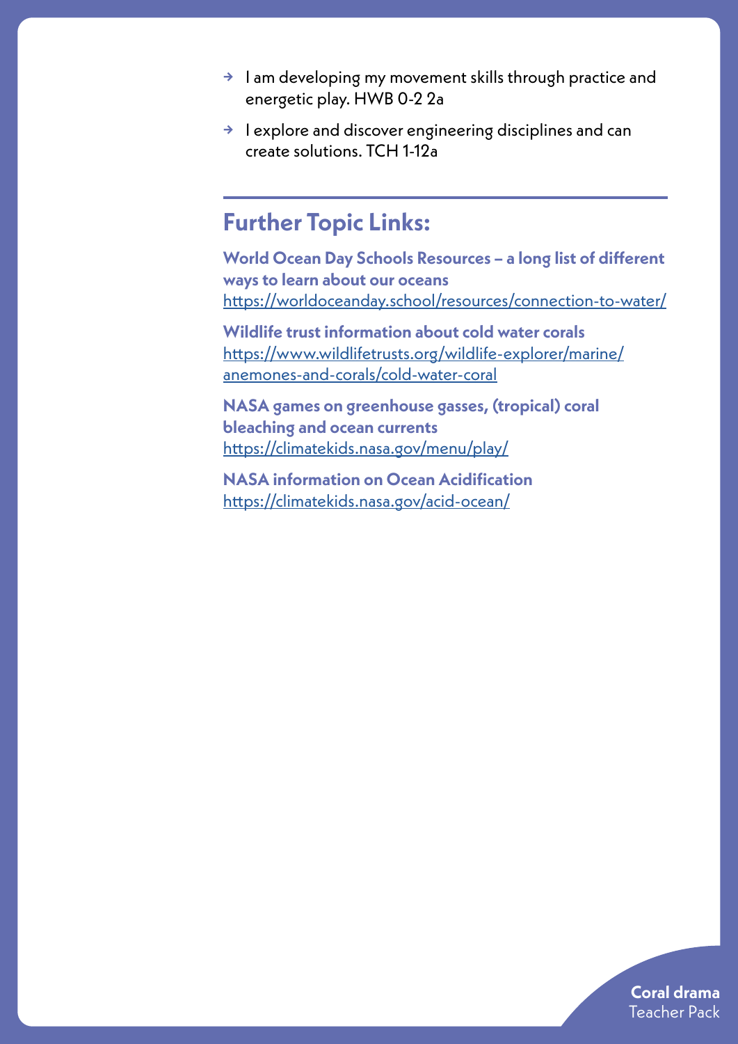- I am developing my movement skills through practice and energetic play. HWB 0-2 2a
- I explore and discover engineering disciplines and can create solutions. TCH 1-12a

## Further Topic Links:

**World Ocean Day Schools Resources – a long list of different ways to learn about our oceans**
https://worldoceanday.school/resources/connection-to-water/

**Wildlife trust information about cold water corals**
https://www.wildlifetrusts.org/wildlife-explorer/marine/anemones-and-corals/cold-water-coral

**NASA games on greenhouse gasses, (tropical) coral bleaching and ocean currents**
https://climatekids.nasa.gov/menu/play/

**NASA information on Ocean Acidification**
https://climatekids.nasa.gov/acid-ocean/